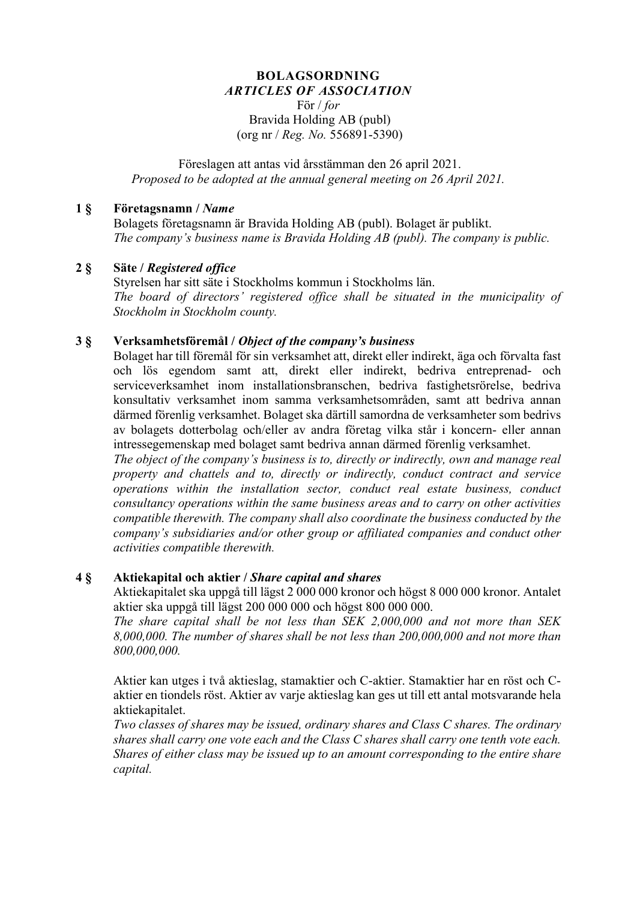# BOLAGSORDNING
## *ARTICLES OF ASSOCIATION*

För / *for*
Bravida Holding AB (publ)
(org nr / *Reg. No.* 556891-5390)

Föreslagen att antas vid årsstämman den 26 april 2021.
*Proposed to be adopted at the annual general meeting on 26 April 2021.*

### 1 § Företagsnamn / *Name*

Bolagets företagsnamn är Bravida Holding AB (publ). Bolaget är publikt.
*The company's business name is Bravida Holding AB (publ). The company is public.*

### 2 § Säte / *Registered office*

Styrelsen har sitt säte i Stockholms kommun i Stockholms län.
*The board of directors' registered office shall be situated in the municipality of Stockholm in Stockholm county.*

### 3 § Verksamhetsföremål / *Object of the company's business*

Bolaget har till föremål för sin verksamhet att, direkt eller indirekt, äga och förvalta fast och lös egendom samt att, direkt eller indirekt, bedriva entreprenad- och serviceverksamhet inom installationsbranschen, bedriva fastighetsrörelse, bedriva konsultativ verksamhet inom samma verksamhetsområden, samt att bedriva annan därmed förenlig verksamhet. Bolaget ska därtill samordna de verksamheter som bedrivs av bolagets dotterbolag och/eller av andra företag vilka står i koncern- eller annan intressegemenskap med bolaget samt bedriva annan därmed förenlig verksamhet.
*The object of the company's business is to, directly or indirectly, own and manage real property and chattels and to, directly or indirectly, conduct contract and service operations within the installation sector, conduct real estate business, conduct consultancy operations within the same business areas and to carry on other activities compatible therewith. The company shall also coordinate the business conducted by the company's subsidiaries and/or other group or affiliated companies and conduct other activities compatible therewith.*

### 4 § Aktiekapital och aktier / *Share capital and shares*

Aktiekapitalet ska uppgå till lägst 2 000 000 kronor och högst 8 000 000 kronor. Antalet aktier ska uppgå till lägst 200 000 000 och högst 800 000 000.
*The share capital shall be not less than SEK 2,000,000 and not more than SEK 8,000,000. The number of shares shall be not less than 200,000,000 and not more than 800,000,000.*

Aktier kan utges i två aktieslag, stamaktier och C-aktier. Stamaktier har en röst och C-aktier en tiondels röst. Aktier av varje aktieslag kan ges ut till ett antal motsvarande hela aktiekapitalet.
*Two classes of shares may be issued, ordinary shares and Class C shares. The ordinary shares shall carry one vote each and the Class C shares shall carry one tenth vote each. Shares of either class may be issued up to an amount corresponding to the entire share capital.*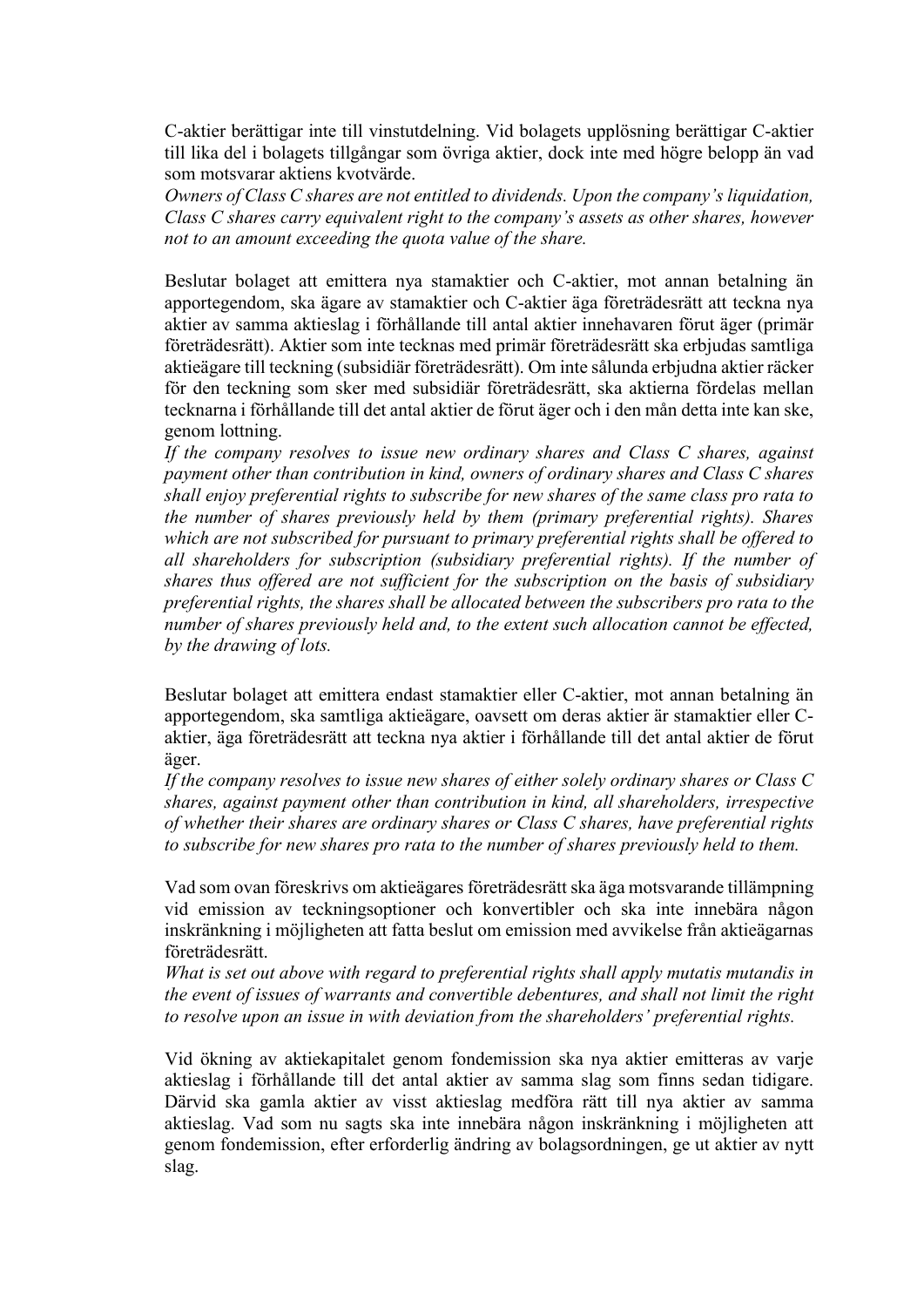C-aktier berättigar inte till vinstutdelning. Vid bolagets upplösning berättigar C-aktier till lika del i bolagets tillgångar som övriga aktier, dock inte med högre belopp än vad som motsvarar aktiens kvotvärde.
*Owners of Class C shares are not entitled to dividends. Upon the company's liquidation, Class C shares carry equivalent right to the company's assets as other shares, however not to an amount exceeding the quota value of the share.*

Beslutar bolaget att emittera nya stamaktier och C-aktier, mot annan betalning än apportegendom, ska ägare av stamaktier och C-aktier äga företrädesrätt att teckna nya aktier av samma aktieslag i förhållande till antal aktier innehavaren förut äger (primär företrädesrätt). Aktier som inte tecknas med primär företrädesrätt ska erbjudas samtliga aktieägare till teckning (subsidiär företrädesrätt). Om inte sålunda erbjudna aktier räcker för den teckning som sker med subsidiär företrädesrätt, ska aktierna fördelas mellan tecknarna i förhållande till det antal aktier de förut äger och i den mån detta inte kan ske, genom lottning.
*If the company resolves to issue new ordinary shares and Class C shares, against payment other than contribution in kind, owners of ordinary shares and Class C shares shall enjoy preferential rights to subscribe for new shares of the same class pro rata to the number of shares previously held by them (primary preferential rights). Shares which are not subscribed for pursuant to primary preferential rights shall be offered to all shareholders for subscription (subsidiary preferential rights). If the number of shares thus offered are not sufficient for the subscription on the basis of subsidiary preferential rights, the shares shall be allocated between the subscribers pro rata to the number of shares previously held and, to the extent such allocation cannot be effected, by the drawing of lots.*

Beslutar bolaget att emittera endast stamaktier eller C-aktier, mot annan betalning än apportegendom, ska samtliga aktieägare, oavsett om deras aktier är stamaktier eller C-aktier, äga företrädesrätt att teckna nya aktier i förhållande till det antal aktier de förut äger.
*If the company resolves to issue new shares of either solely ordinary shares or Class C shares, against payment other than contribution in kind, all shareholders, irrespective of whether their shares are ordinary shares or Class C shares, have preferential rights to subscribe for new shares pro rata to the number of shares previously held to them.*

Vad som ovan föreskrivs om aktieägares företrädesrätt ska äga motsvarande tillämpning vid emission av teckningsoptioner och konvertibler och ska inte innebära någon inskränkning i möjligheten att fatta beslut om emission med avvikelse från aktieägarnas företrädesrätt.
*What is set out above with regard to preferential rights shall apply mutatis mutandis in the event of issues of warrants and convertible debentures, and shall not limit the right to resolve upon an issue in with deviation from the shareholders' preferential rights.*

Vid ökning av aktiekapitalet genom fondemission ska nya aktier emitteras av varje aktieslag i förhållande till det antal aktier av samma slag som finns sedan tidigare. Därvid ska gamla aktier av visst aktieslag medföra rätt till nya aktier av samma aktieslag. Vad som nu sagts ska inte innebära någon inskränkning i möjligheten att genom fondemission, efter erforderlig ändring av bolagsordningen, ge ut aktier av nytt slag.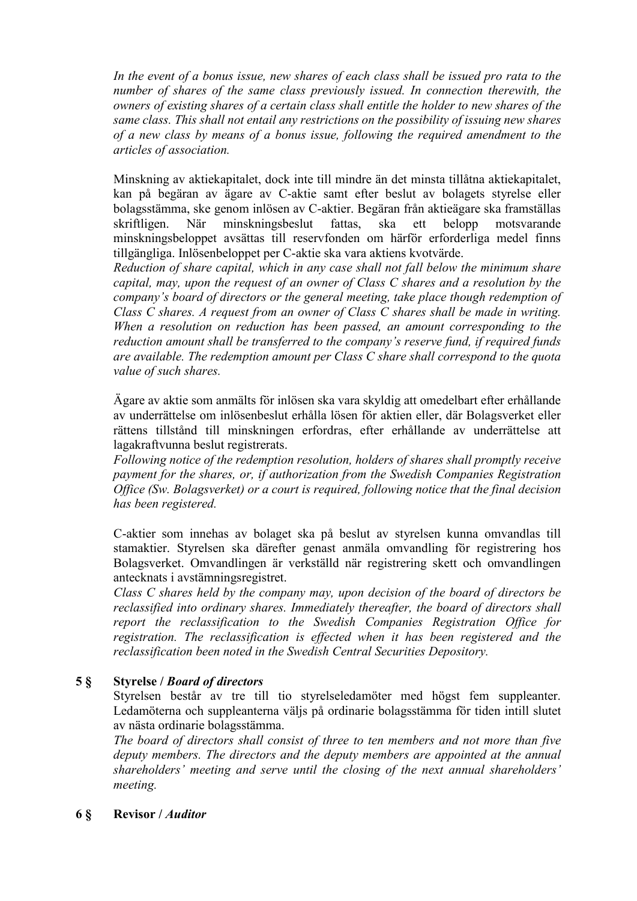*In the event of a bonus issue, new shares of each class shall be issued pro rata to the number of shares of the same class previously issued. In connection therewith, the owners of existing shares of a certain class shall entitle the holder to new shares of the same class. This shall not entail any restrictions on the possibility of issuing new shares of a new class by means of a bonus issue, following the required amendment to the articles of association.*

Minskning av aktiekapitalet, dock inte till mindre än det minsta tillåtna aktiekapitalet, kan på begäran av ägare av C-aktie samt efter beslut av bolagets styrelse eller bolagsstämma, ske genom inlösen av C-aktier. Begäran från aktieägare ska framställas skriftligen. När minskningsbeslut fattas, ska ett belopp motsvarande minskningsbeloppet avsättas till reservfonden om härför erforderliga medel finns tillgängliga. Inlösenbeloppet per C-aktie ska vara aktiens kvotvärde.

*Reduction of share capital, which in any case shall not fall below the minimum share capital, may, upon the request of an owner of Class C shares and a resolution by the company's board of directors or the general meeting, take place though redemption of Class C shares. A request from an owner of Class C shares shall be made in writing. When a resolution on reduction has been passed, an amount corresponding to the reduction amount shall be transferred to the company's reserve fund, if required funds are available. The redemption amount per Class C share shall correspond to the quota value of such shares.*

Ägare av aktie som anmälts för inlösen ska vara skyldig att omedelbart efter erhållande av underrättelse om inlösenbeslut erhålla lösen för aktien eller, där Bolagsverket eller rättens tillstånd till minskningen erfordras, efter erhållande av underrättelse att lagakraftvunna beslut registrerats.

*Following notice of the redemption resolution, holders of shares shall promptly receive payment for the shares, or, if authorization from the Swedish Companies Registration Office (Sw. Bolagsverket) or a court is required, following notice that the final decision has been registered.*

C-aktier som innehas av bolaget ska på beslut av styrelsen kunna omvandlas till stamaktier. Styrelsen ska därefter genast anmäla omvandling för registrering hos Bolagsverket. Omvandlingen är verkställd när registrering skett och omvandlingen antecknats i avstämningsregistret.

*Class C shares held by the company may, upon decision of the board of directors be reclassified into ordinary shares. Immediately thereafter, the board of directors shall report the reclassification to the Swedish Companies Registration Office for registration. The reclassification is effected when it has been registered and the reclassification been noted in the Swedish Central Securities Depository.*

## 5 § Styrelse / *Board of directors*

Styrelsen består av tre till tio styrelseledamöter med högst fem suppleanter. Ledamöterna och suppleanterna väljs på ordinarie bolagsstämma för tiden intill slutet av nästa ordinarie bolagsstämma.

*The board of directors shall consist of three to ten members and not more than five deputy members. The directors and the deputy members are appointed at the annual shareholders' meeting and serve until the closing of the next annual shareholders' meeting.*

## 6 § Revisor / *Auditor*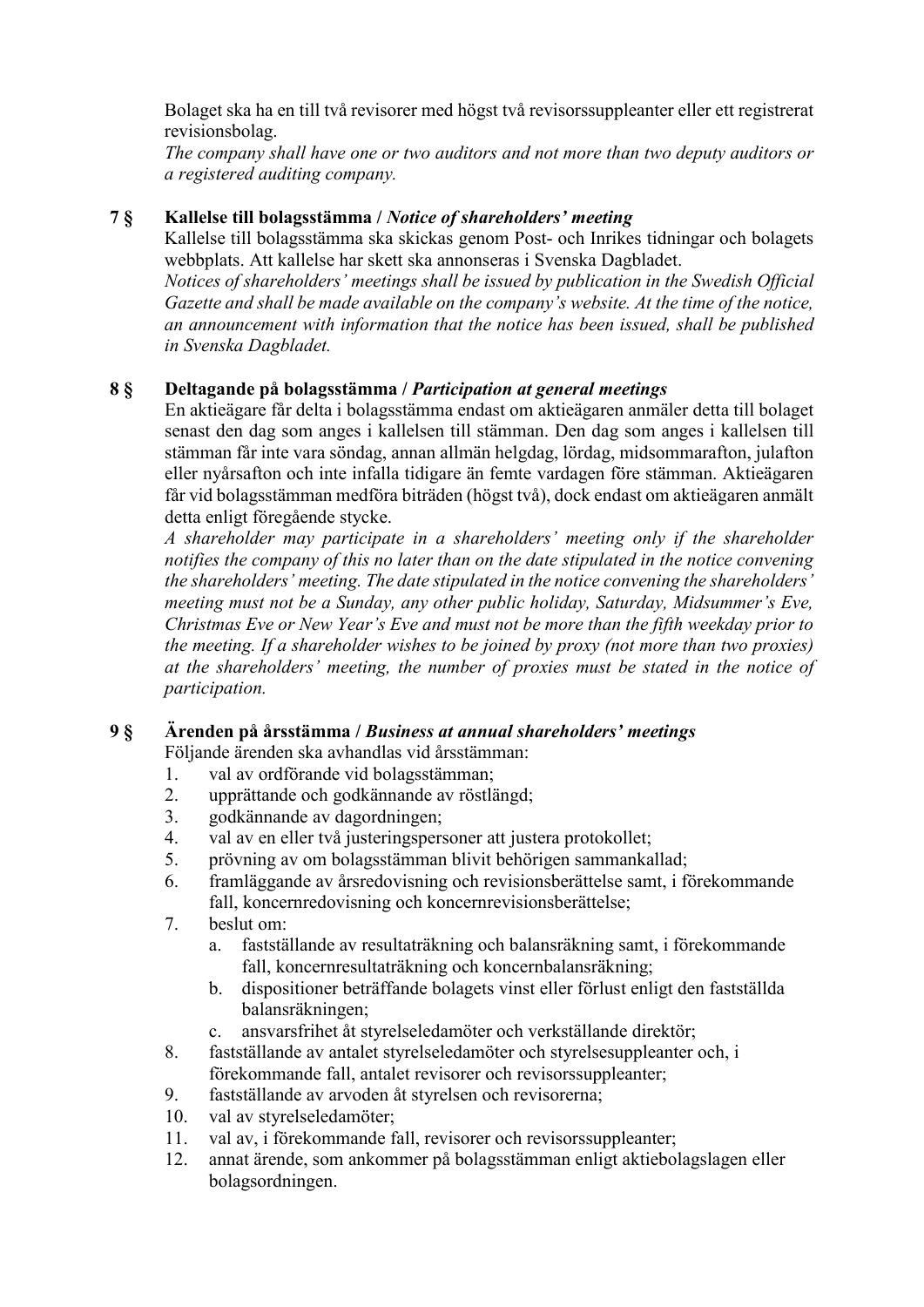Bolaget ska ha en till två revisorer med högst två revisorssuppleanter eller ett registrerat revisionsbolag.
*The company shall have one or two auditors and not more than two deputy auditors or a registered auditing company.*

## 7 § Kallelse till bolagsstämma / *Notice of shareholders' meeting*

Kallelse till bolagsstämma ska skickas genom Post- och Inrikes tidningar och bolagets webbplats. Att kallelse har skett ska annonseras i Svenska Dagbladet.
*Notices of shareholders' meetings shall be issued by publication in the Swedish Official Gazette and shall be made available on the company's website. At the time of the notice, an announcement with information that the notice has been issued, shall be published in Svenska Dagbladet.*

## 8 § Deltagande på bolagsstämma / *Participation at general meetings*

En aktieägare får delta i bolagsstämma endast om aktieägaren anmäler detta till bolaget senast den dag som anges i kallelsen till stämman. Den dag som anges i kallelsen till stämman får inte vara söndag, annan allmän helgdag, lördag, midsommarafton, julafton eller nyårsafton och inte infalla tidigare än femte vardagen före stämman. Aktieägaren får vid bolagsstämman medföra biträden (högst två), dock endast om aktieägaren anmält detta enligt föregående stycke.
*A shareholder may participate in a shareholders' meeting only if the shareholder notifies the company of this no later than on the date stipulated in the notice convening the shareholders' meeting. The date stipulated in the notice convening the shareholders' meeting must not be a Sunday, any other public holiday, Saturday, Midsummer's Eve, Christmas Eve or New Year's Eve and must not be more than the fifth weekday prior to the meeting. If a shareholder wishes to be joined by proxy (not more than two proxies) at the shareholders' meeting, the number of proxies must be stated in the notice of participation.*

## 9 § Ärenden på årsstämma / *Business at annual shareholders' meetings*

Följande ärenden ska avhandlas vid årsstämman:

1. val av ordförande vid bolagsstämman;
2. upprättande och godkännande av röstlängd;
3. godkännande av dagordningen;
4. val av en eller två justeringspersoner att justera protokollet;
5. prövning av om bolagsstämman blivit behörigen sammankallad;
6. framläggande av årsredovisning och revisionsberättelse samt, i förekommande fall, koncernredovisning och koncernrevisionsberättelse;
7. beslut om:
    a. fastställande av resultaträkning och balansräkning samt, i förekommande fall, koncernresultaträkning och koncernbalansräkning;
    b. dispositioner beträffande bolagets vinst eller förlust enligt den fastställda balansräkningen;
    c. ansvarsfrihet åt styrelseledamöter och verkställande direktör;
8. fastställande av antalet styrelseledamöter och styrelsesuppleanter och, i förekommande fall, antalet revisorer och revisorssuppleanter;
9. fastställande av arvoden åt styrelsen och revisorerna;
10. val av styrelseledamöter;
11. val av, i förekommande fall, revisorer och revisorssuppleanter;
12. annat ärende, som ankommer på bolagsstämman enligt aktiebolagslagen eller bolagsordningen.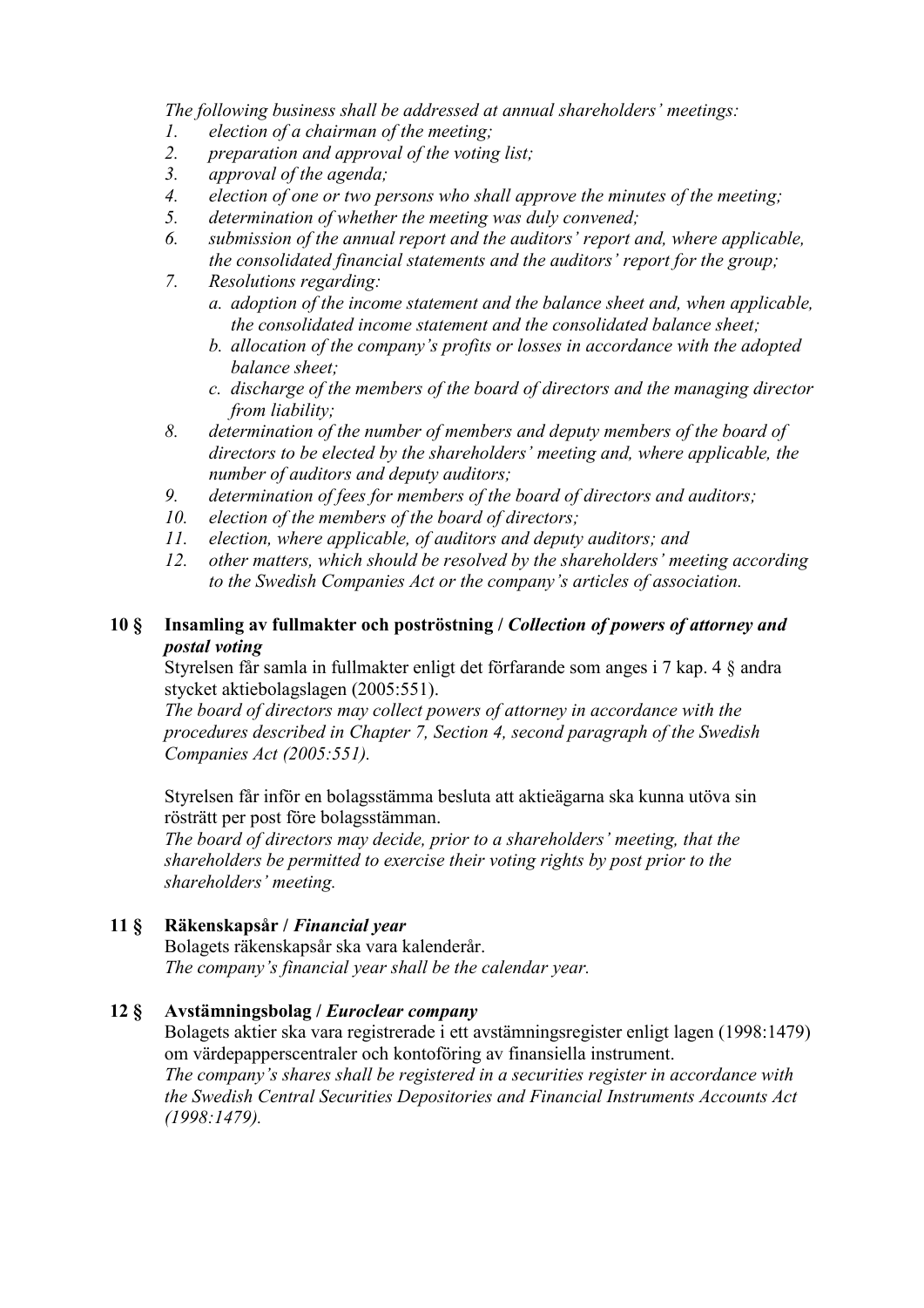*The following business shall be addressed at annual shareholders' meetings:*

1. *election of a chairman of the meeting;*
2. *preparation and approval of the voting list;*
3. *approval of the agenda;*
4. *election of one or two persons who shall approve the minutes of the meeting;*
5. *determination of whether the meeting was duly convened;*
6. *submission of the annual report and the auditors' report and, where applicable, the consolidated financial statements and the auditors' report for the group;*
7. *Resolutions regarding:*
   a. *adoption of the income statement and the balance sheet and, when applicable, the consolidated income statement and the consolidated balance sheet;*
   b. *allocation of the company's profits or losses in accordance with the adopted balance sheet;*
   c. *discharge of the members of the board of directors and the managing director from liability;*
8. *determination of the number of members and deputy members of the board of directors to be elected by the shareholders' meeting and, where applicable, the number of auditors and deputy auditors;*
9. *determination of fees for members of the board of directors and auditors;*
10. *election of the members of the board of directors;*
11. *election, where applicable, of auditors and deputy auditors; and*
12. *other matters, which should be resolved by the shareholders' meeting according to the Swedish Companies Act or the company's articles of association.*

**10 § Insamling av fullmakter och poströstning / *Collection of powers of attorney and postal voting***

Styrelsen får samla in fullmakter enligt det förfarande som anges i 7 kap. 4 § andra stycket aktiebolagslagen (2005:551).
*The board of directors may collect powers of attorney in accordance with the procedures described in Chapter 7, Section 4, second paragraph of the Swedish Companies Act (2005:551).*

Styrelsen får inför en bolagsstämma besluta att aktieägarna ska kunna utöva sin rösträtt per post före bolagsstämman.
*The board of directors may decide, prior to a shareholders' meeting, that the shareholders be permitted to exercise their voting rights by post prior to the shareholders' meeting.*

**11 § Räkenskapsår / *Financial year***

Bolagets räkenskapsår ska vara kalenderår.
*The company's financial year shall be the calendar year.*

**12 § Avstämningsbolag / *Euroclear company***

Bolagets aktier ska vara registrerade i ett avstämningsregister enligt lagen (1998:1479) om värdepapperscentraler och kontoföring av finansiella instrument.
*The company's shares shall be registered in a securities register in accordance with the Swedish Central Securities Depositories and Financial Instruments Accounts Act (1998:1479).*